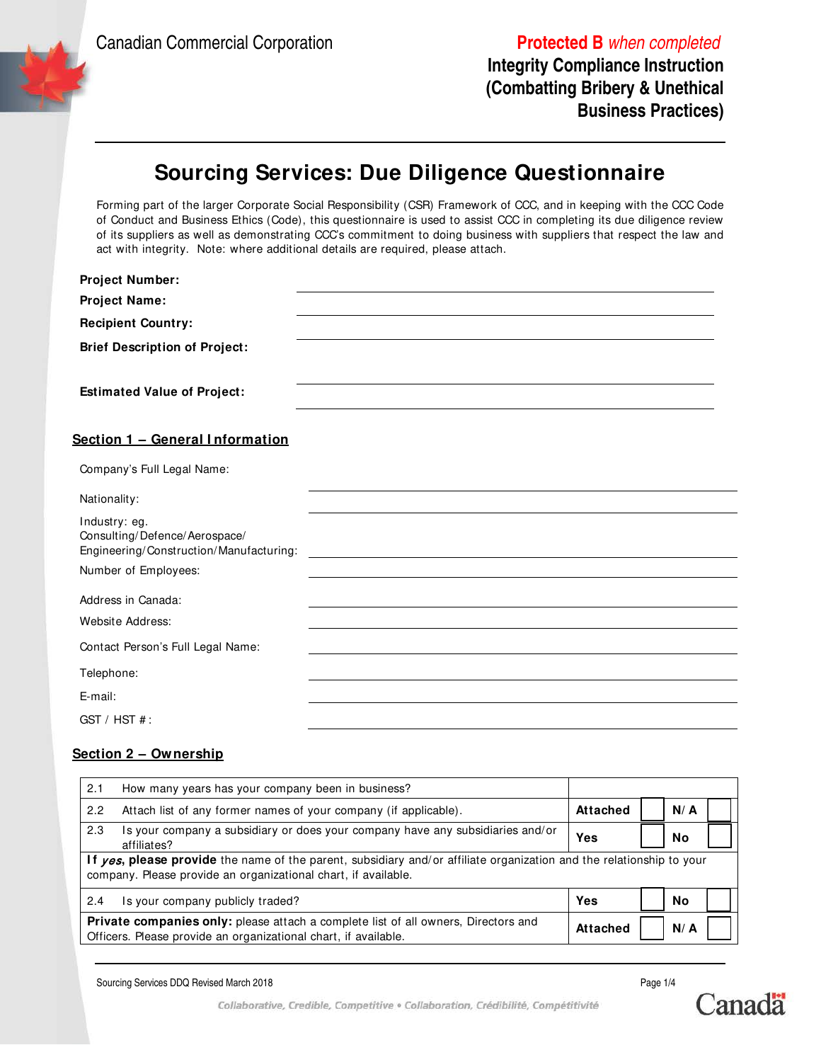Canadian Commercial Corporation

**Protected B** *when completed*

**Integrity Compliance Instruction (Combatting Bribery & Unethical Business Practices)**

# Sourcing Services: Due Diligence Questionnaire

Forming part of the larger Corporate Social Responsibility (CSR) Framework of CCC, and in keeping with the CCC Code of Conduct and Business Ethics (Code), this questionnaire is used to assist CCC in completing its due diligence review of its suppliers as well as demonstrating CCC's commitment to doing business with suppliers that respect the law and act with integrity. Note: where additional details are required, please attach.

**Project Number:** \_\_\_\_\_\_\_\_\_\_\_\_\_\_\_\_\_\_\_\_

**Project Name:** \_\_\_\_\_\_\_\_\_\_\_\_\_\_\_\_\_\_\_\_

**Recipient Country:** \_\_\_\_\_\_\_\_\_\_\_\_\_\_\_\_\_\_\_\_

**Brief Description of Project:** \_\_\_\_\_\_\_\_\_\_\_\_\_\_\_\_\_\_\_\_

**Estimated Value of Project:** \_\_\_\_\_\_\_\_\_\_\_\_\_\_\_\_\_\_\_\_

## Section 1 – General Information

Company's Full Legal Name: \_\_\_\_\_\_\_\_\_\_\_\_\_\_\_\_\_\_\_\_

Nationality: \_\_\_\_\_\_\_\_\_\_\_\_\_\_\_\_\_\_\_\_

Industry: eg. Consulting/Defence/Aerospace/Engineering/Construction/Manufacturing: \_\_\_\_\_\_\_\_\_\_\_\_\_\_\_\_\_\_\_\_

Number of Employees: \_\_\_\_\_\_\_\_\_\_\_\_\_\_\_\_\_\_\_\_

Address in Canada: \_\_\_\_\_\_\_\_\_\_\_\_\_\_\_\_\_\_\_\_

Website Address: \_\_\_\_\_\_\_\_\_\_\_\_\_\_\_\_\_\_\_\_

Contact Person's Full Legal Name: \_\_\_\_\_\_\_\_\_\_\_\_\_\_\_\_\_\_\_\_

Telephone: \_\_\_\_\_\_\_\_\_\_\_\_\_\_\_\_\_\_\_\_

E-mail: \_\_\_\_\_\_\_\_\_\_\_\_\_\_\_\_\_\_\_\_

GST / HST #: \_\_\_\_\_\_\_\_\_\_\_\_\_\_\_\_\_\_\_\_

## Section 2 – Ownership

| | Question | | | | |
|---|---|---|---|---|---|
| 2.1 | How many years has your company been in business? | | | | |
| 2.2 | Attach list of any former names of your company (if applicable). | **Attached** | ☐ | **N/A** | ☐ |
| 2.3 | Is your company a subsidiary or does your company have any subsidiaries and/or affiliates? | **Yes** | ☐ | **No** | ☐ |
| | **If *yes*, please provide** the name of the parent, subsidiary and/or affiliate organization and the relationship to your company. Please provide an organizational chart, if available. | | | | |
| 2.4 | Is your company publicly traded? | **Yes** | ☐ | **No** | ☐ |
| | **Private companies only:** please attach a complete list of all owners, Directors and Officers. Please provide an organizational chart, if available. | **Attached** | ☐ | **N/A** | ☐ |

Sourcing Services DDQ Revised March 2018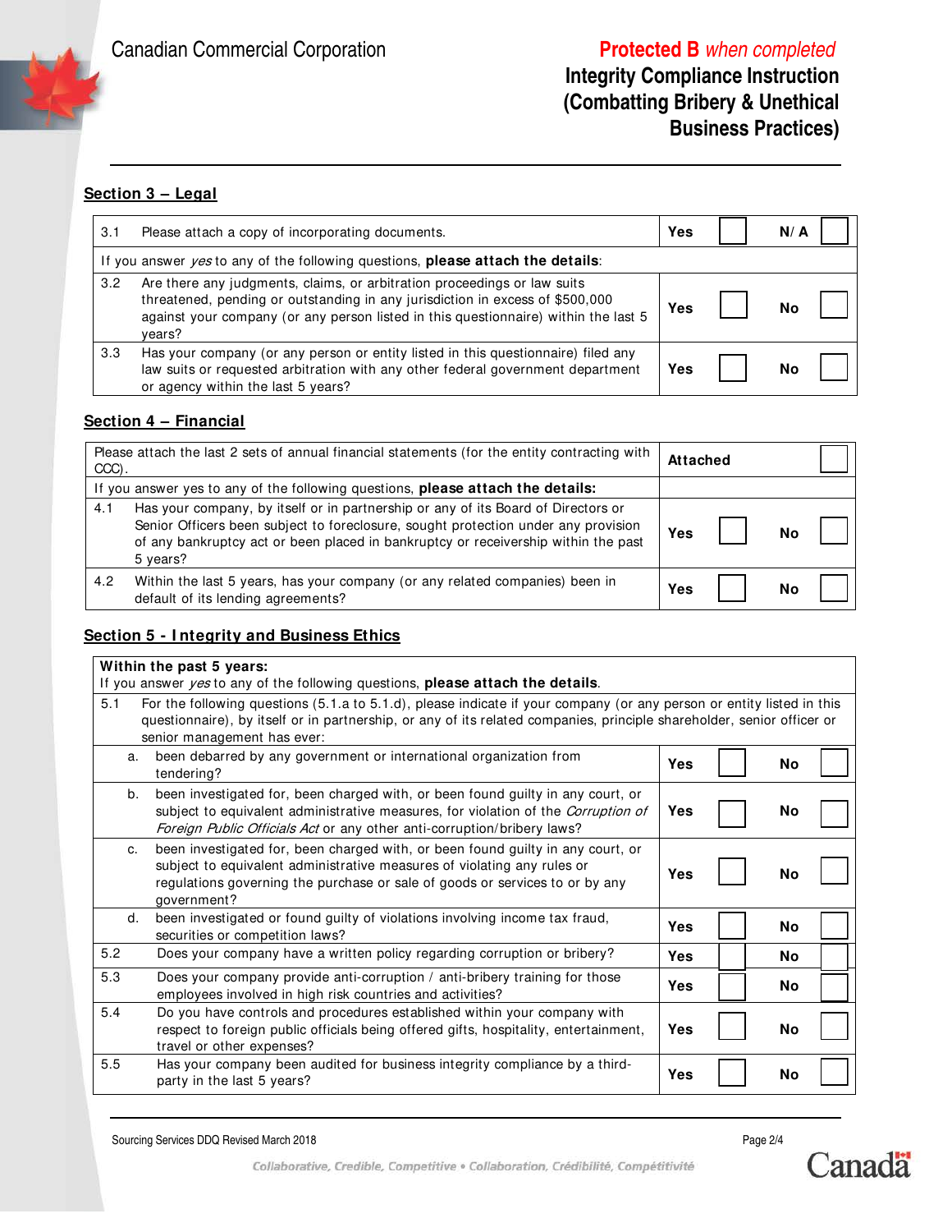Canadian Commercial Corporation

**Protected B** *when completed*

**Integrity Compliance Instruction (Combatting Bribery & Unethical Business Practices)**

## Section 3 – Legal

| | | | | | |
|---|---|---|---|---|---|
| 3.1 | Please attach a copy of incorporating documents. | **Yes** | ☐ | **N/A** | ☐ |
| | If you answer *yes* to any of the following questions, **please attach the details**: | | | | |
| 3.2 | Are there any judgments, claims, or arbitration proceedings or law suits threatened, pending or outstanding in any jurisdiction in excess of $500,000 against your company (or any person listed in this questionnaire) within the last 5 years? | **Yes** | ☐ | **No** | ☐ |
| 3.3 | Has your company (or any person or entity listed in this questionnaire) filed any law suits or requested arbitration with any other federal government department or agency within the last 5 years? | **Yes** | ☐ | **No** | ☐ |

## Section 4 – Financial

| | | | | | |
|---|---|---|---|---|---|
| | Please attach the last 2 sets of annual financial statements (for the entity contracting with CCC). | **Attached** | | | ☐ |
| | If you answer yes to any of the following questions, **please attach the details:** | | | | |
| 4.1 | Has your company, by itself or in partnership or any of its Board of Directors or Senior Officers been subject to foreclosure, sought protection under any provision of any bankruptcy act or been placed in bankruptcy or receivership within the past 5 years? | **Yes** | ☐ | **No** | ☐ |
| 4.2 | Within the last 5 years, has your company (or any related companies) been in default of its lending agreements? | **Yes** | ☐ | **No** | ☐ |

## Section 5 - Integrity and Business Ethics

**Within the past 5 years:**
If you answer *yes* to any of the following questions, **please attach the details**.

| | | | | | |
|---|---|---|---|---|---|
| 5.1 | For the following questions (5.1.a to 5.1.d), please indicate if your company (or any person or entity listed in this questionnaire), by itself or in partnership, or any of its related companies, principle shareholder, senior officer or senior management has ever: | | | | |
| | a. been debarred by any government or international organization from tendering? | **Yes** | ☐ | **No** | ☐ |
| | b. been investigated for, been charged with, or been found guilty in any court, or subject to equivalent administrative measures, for violation of the *Corruption of Foreign Public Officials Act* or any other anti-corruption/bribery laws? | **Yes** | ☐ | **No** | ☐ |
| | c. been investigated for, been charged with, or been found guilty in any court, or subject to equivalent administrative measures of violating any rules or regulations governing the purchase or sale of goods or services to or by any government? | **Yes** | ☐ | **No** | ☐ |
| | d. been investigated or found guilty of violations involving income tax fraud, securities or competition laws? | **Yes** | ☐ | **No** | ☐ |
| 5.2 | Does your company have a written policy regarding corruption or bribery? | **Yes** | ☐ | **No** | ☐ |
| 5.3 | Does your company provide anti-corruption / anti-bribery training for those employees involved in high risk countries and activities? | **Yes** | ☐ | **No** | ☐ |
| 5.4 | Do you have controls and procedures established within your company with respect to foreign public officials being offered gifts, hospitality, entertainment, travel or other expenses? | **Yes** | ☐ | **No** | ☐ |
| 5.5 | Has your company been audited for business integrity compliance by a third-party in the last 5 years? | **Yes** | ☐ | **No** | ☐ |

Sourcing Services DDQ Revised March 2018

Collaborative, Credible, Competitive • Collaboration, Crédibilité, Compétitivité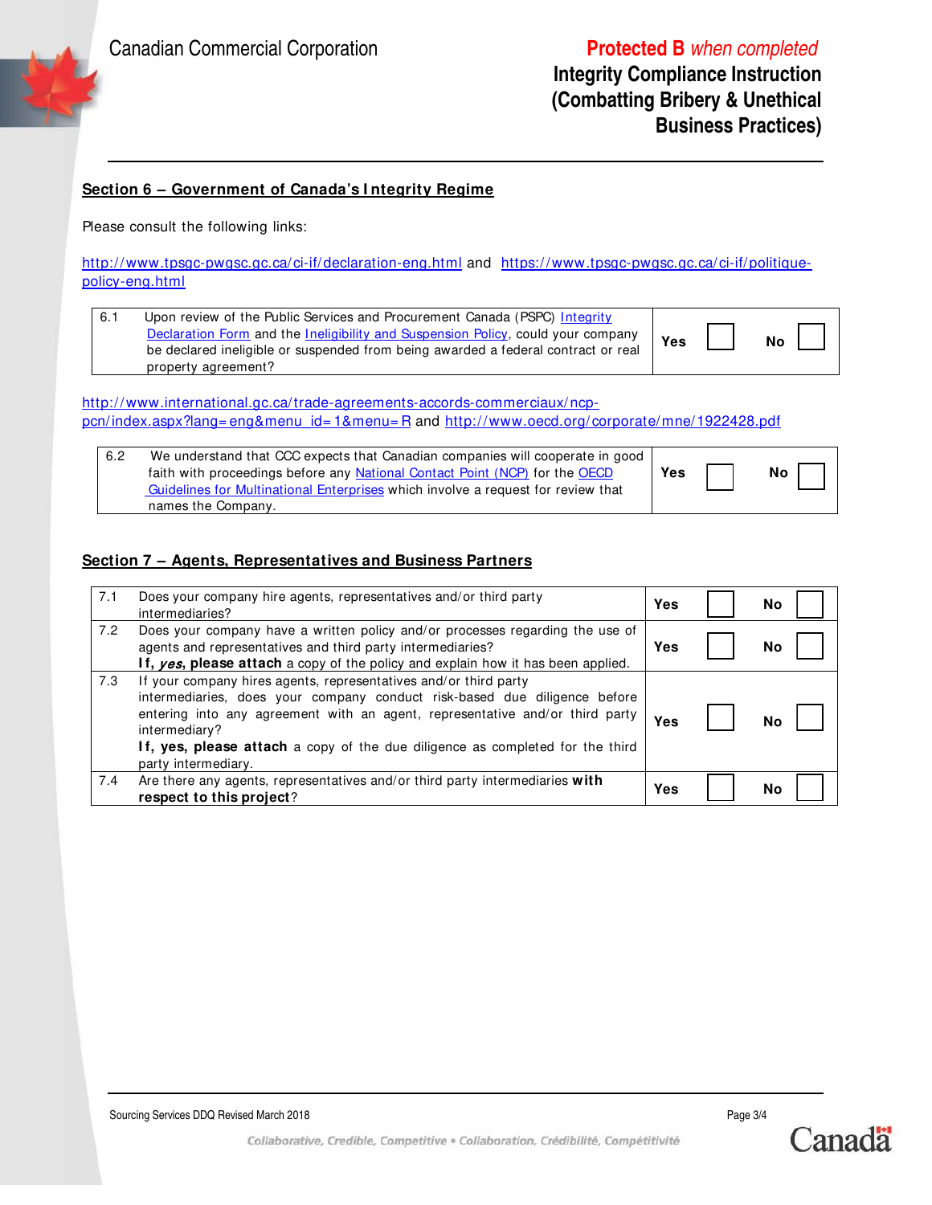## Section 6 – Government of Canada's Integrity Regime

Please consult the following links:

http://www.tpsgc-pwgsc.gc.ca/ci-if/declaration-eng.html and https://www.tpsgc-pwgsc.gc.ca/ci-if/politique-policy-eng.html

| | | | |
|---|---|---|---|
| 6.1 | Upon review of the Public Services and Procurement Canada (PSPC) Integrity Declaration Form and the Ineligibility and Suspension Policy, could your company be declared ineligible or suspended from being awarded a federal contract or real property agreement? | **Yes** ☐ | **No** ☐ |

http://www.international.gc.ca/trade-agreements-accords-commerciaux/ncp-pcn/index.aspx?lang=eng&menu_id=1&menu=R and http://www.oecd.org/corporate/mne/1922428.pdf

| | | | |
|---|---|---|---|
| 6.2 | We understand that CCC expects that Canadian companies will cooperate in good faith with proceedings before any National Contact Point (NCP) for the OECD Guidelines for Multinational Enterprises which involve a request for review that names the Company. | **Yes** ☐ | **No** ☐ |

## Section 7 – Agents, Representatives and Business Partners

| | | | |
|---|---|---|---|
| 7.1 | Does your company hire agents, representatives and/or third party intermediaries? | **Yes** ☐ | **No** ☐ |
| 7.2 | Does your company have a written policy and/or processes regarding the use of agents and representatives and third party intermediaries? **If, *yes*, please attach** a copy of the policy and explain how it has been applied. | **Yes** ☐ | **No** ☐ |
| 7.3 | If your company hires agents, representatives and/or third party intermediaries, does your company conduct risk-based due diligence before entering into any agreement with an agent, representative and/or third party intermediary? **If, yes, please attach** a copy of the due diligence as completed for the third party intermediary. | **Yes** ☐ | **No** ☐ |
| 7.4 | Are there any agents, representatives and/or third party intermediaries **with respect to this project**? | **Yes** ☐ | **No** ☐ |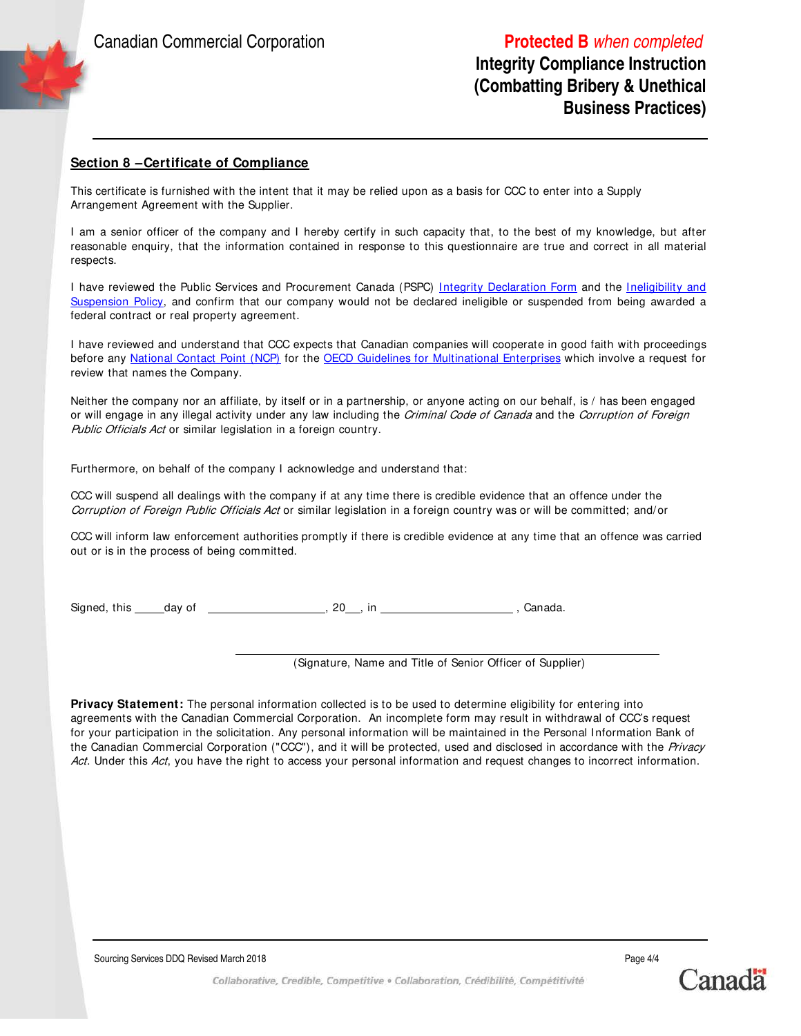## Section 8 – Certificate of Compliance

This certificate is furnished with the intent that it may be relied upon as a basis for CCC to enter into a Supply Arrangement Agreement with the Supplier.

I am a senior officer of the company and I hereby certify in such capacity that, to the best of my knowledge, but after reasonable enquiry, that the information contained in response to this questionnaire are true and correct in all material respects.

I have reviewed the Public Services and Procurement Canada (PSPC) Integrity Declaration Form and the Ineligibility and Suspension Policy, and confirm that our company would not be declared ineligible or suspended from being awarded a federal contract or real property agreement.

I have reviewed and understand that CCC expects that Canadian companies will cooperate in good faith with proceedings before any National Contact Point (NCP) for the OECD Guidelines for Multinational Enterprises which involve a request for review that names the Company.

Neither the company nor an affiliate, by itself or in a partnership, or anyone acting on our behalf, is / has been engaged or will engage in any illegal activity under any law including the *Criminal Code of Canada* and the *Corruption of Foreign Public Officials Act* or similar legislation in a foreign country.

Furthermore, on behalf of the company I acknowledge and understand that:

CCC will suspend all dealings with the company if at any time there is credible evidence that an offence under the *Corruption of Foreign Public Officials Act* or similar legislation in a foreign country was or will be committed; and/or

CCC will inform law enforcement authorities promptly if there is credible evidence at any time that an offence was carried out or is in the process of being committed.

Signed, this _____day of ____________________, 20___, in ______________________ , Canada.

______________________________________________________

(Signature, Name and Title of Senior Officer of Supplier)

**Privacy Statement:** The personal information collected is to be used to determine eligibility for entering into agreements with the Canadian Commercial Corporation. An incomplete form may result in withdrawal of CCC's request for your participation in the solicitation. Any personal information will be maintained in the Personal Information Bank of the Canadian Commercial Corporation ("CCC"), and it will be protected, used and disclosed in accordance with the *Privacy Act*. Under this *Act*, you have the right to access your personal information and request changes to incorrect information.